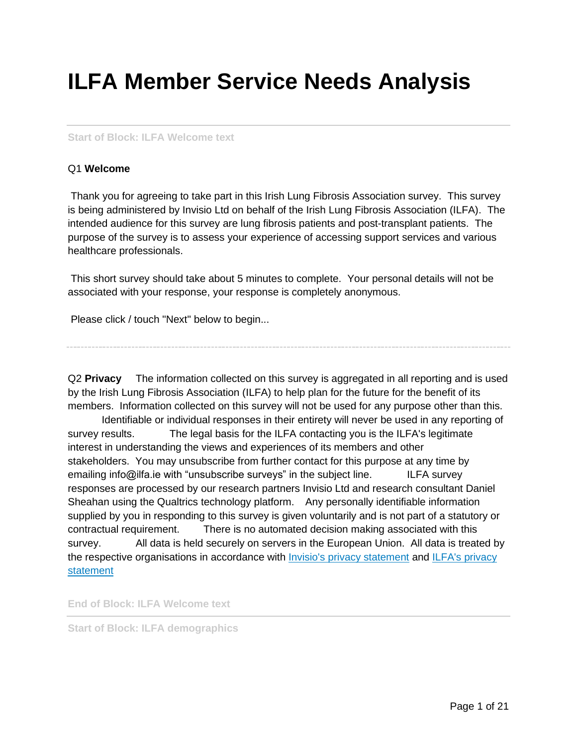# ILFA Member Service Needs Analysis

---

Start of Block: ILFA Welcome text

Q1 **Welcome**

Thank you for agreeing to take part in this Irish Lung Fibrosis Association survey. This survey is being administered by Invisio Ltd on behalf of the Irish Lung Fibrosis Association (ILFA). The intended audience for this survey are lung fibrosis patients and post-transplant patients. The purpose of the survey is to assess your experience of accessing support services and various healthcare professionals.

This short survey should take about 5 minutes to complete. Your personal details will not be associated with your response, your response is completely anonymous.

Please click / touch "Next" below to begin...

---

Q2 **Privacy** The information collected on this survey is aggregated in all reporting and is used by the Irish Lung Fibrosis Association (ILFA) to help plan for the future for the benefit of its members. Information collected on this survey will not be used for any purpose other than this. Identifiable or individual responses in their entirety will never be used in any reporting of survey results. The legal basis for the ILFA contacting you is the ILFA's legitimate interest in understanding the views and experiences of its members and other stakeholders. You may unsubscribe from further contact for this purpose at any time by emailing info@ilfa.ie with "unsubscribe surveys" in the subject line. ILFA survey responses are processed by our research partners Invisio Ltd and research consultant Daniel Sheahan using the Qualtrics technology platform. Any personally identifiable information supplied by you in responding to this survey is given voluntarily and is not part of a statutory or contractual requirement. There is no automated decision making associated with this survey. All data is held securely on servers in the European Union. All data is treated by the respective organisations in accordance with Invisio's privacy statement and ILFA's privacy statement

End of Block: ILFA Welcome text

---

Start of Block: ILFA demographics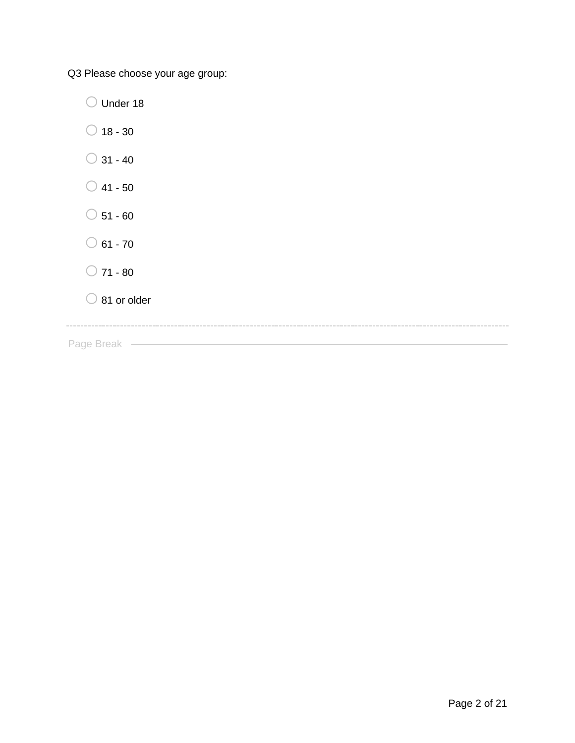Q3 Please choose your age group:

- Under 18
- 18 - 30
- 31 - 40
- 41 - 50
- 51 - 60
- 61 - 70
- 71 - 80
- 81 or older

Page Break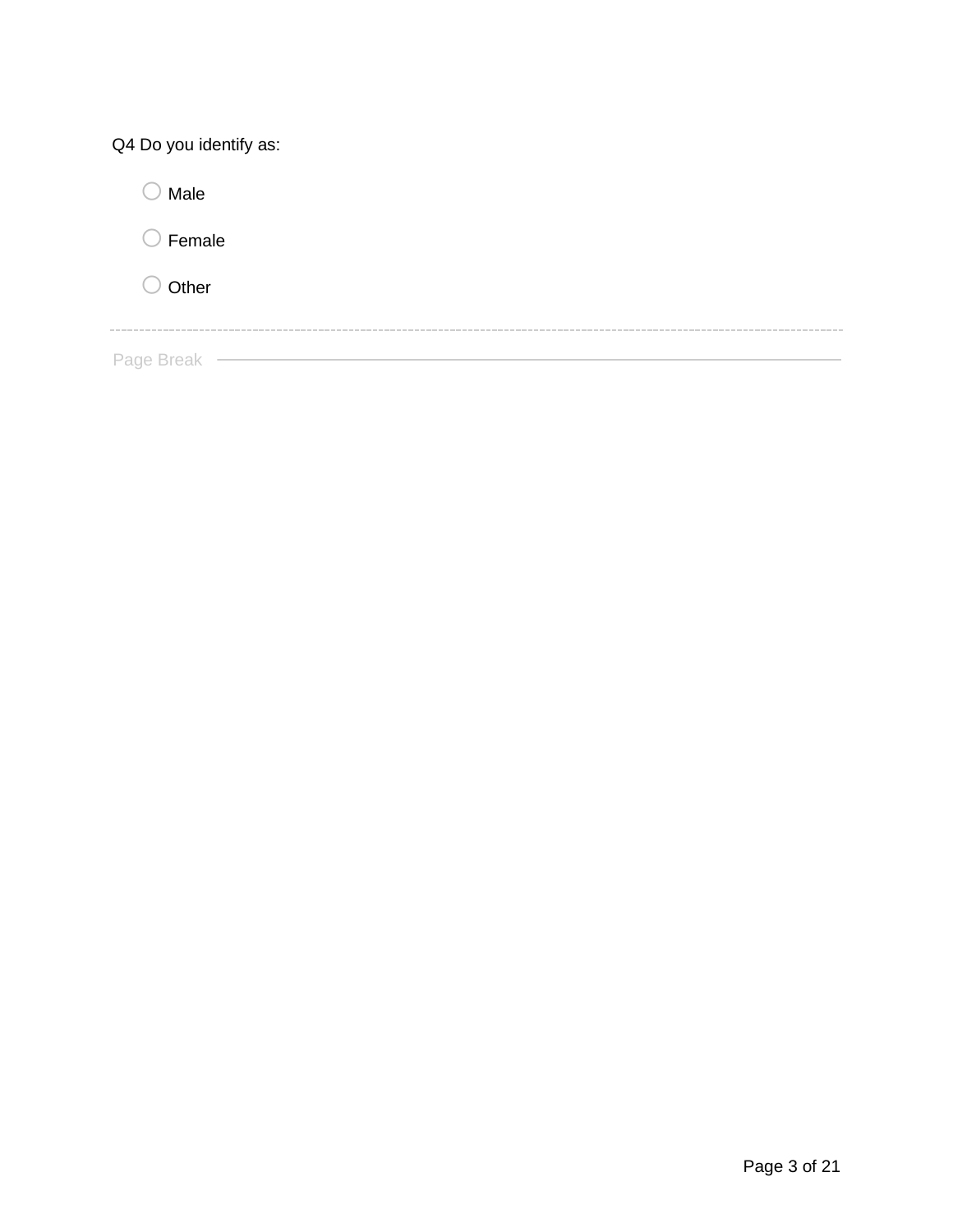Q4 Do you identify as:

- ○ Male
- ○ Female
- ○ Other

---

Page Break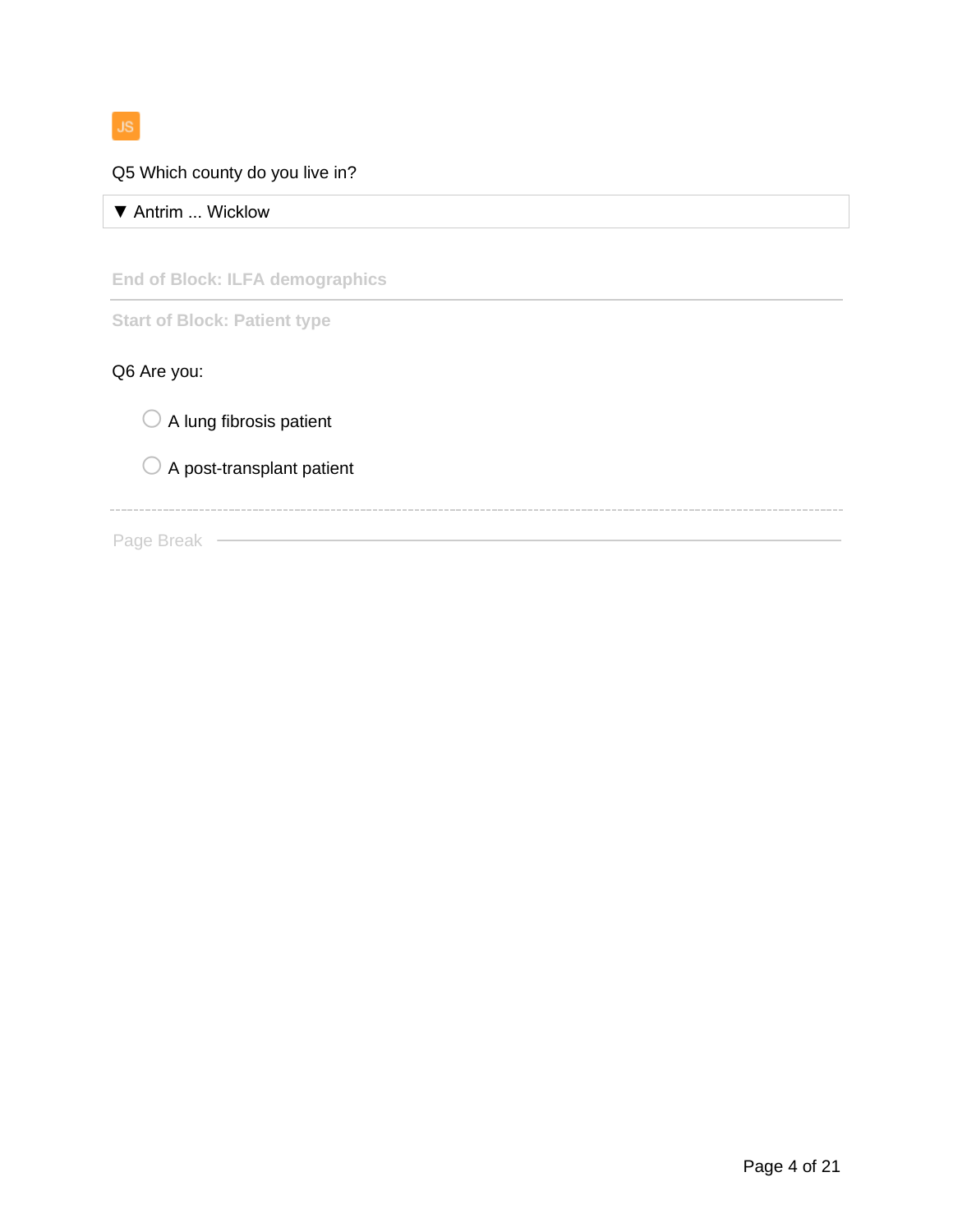JS

Q5 Which county do you live in?

▼ Antrim ... Wicklow

End of Block: ILFA demographics

---

Start of Block: Patient type

Q6 Are you:

- ○ A lung fibrosis patient
- ○ A post-transplant patient

---

Page Break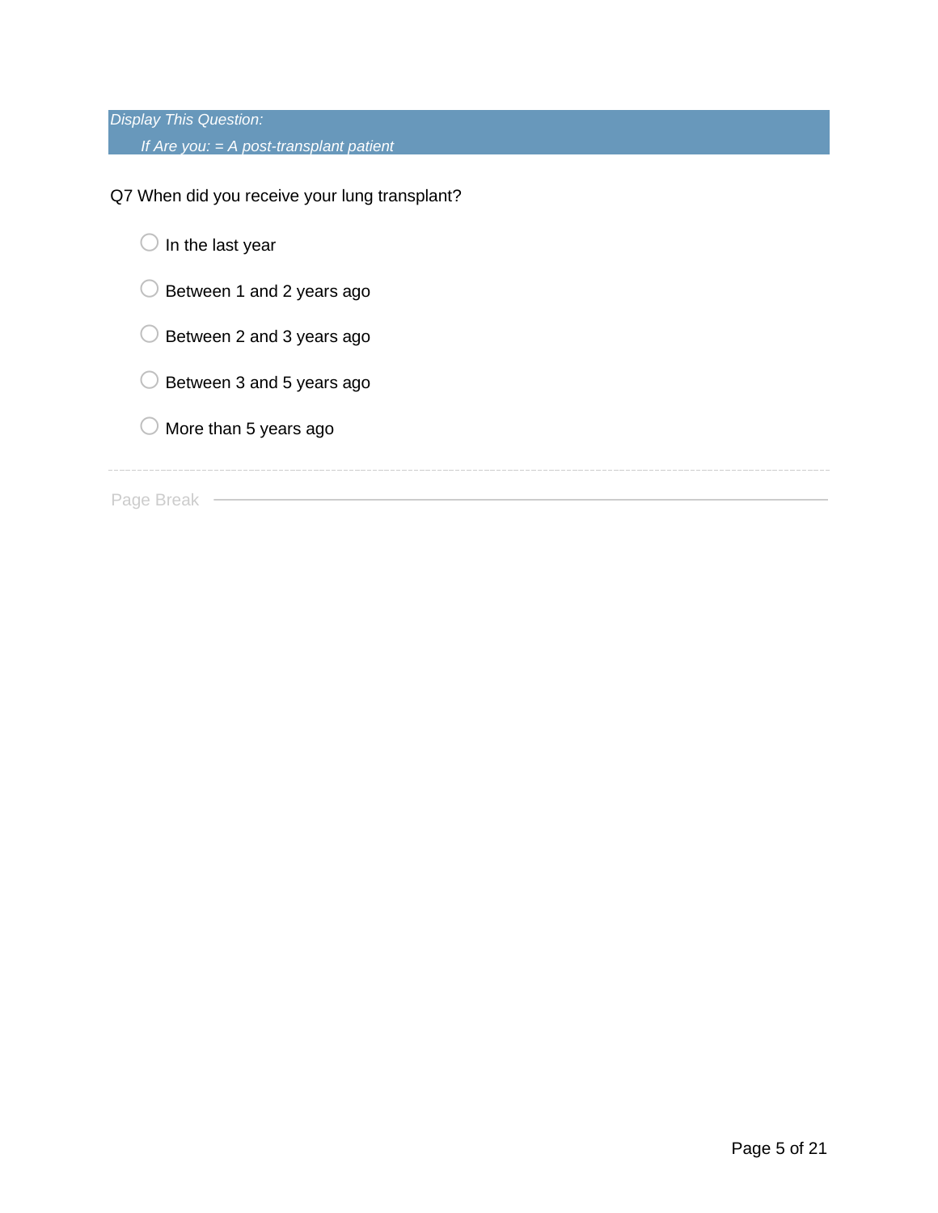*Display This Question:*

*If Are you: = A post-transplant patient*

Q7 When did you receive your lung transplant?

- ◯ In the last year
- ◯ Between 1 and 2 years ago
- ◯ Between 2 and 3 years ago
- ◯ Between 3 and 5 years ago
- ◯ More than 5 years ago

---

Page Break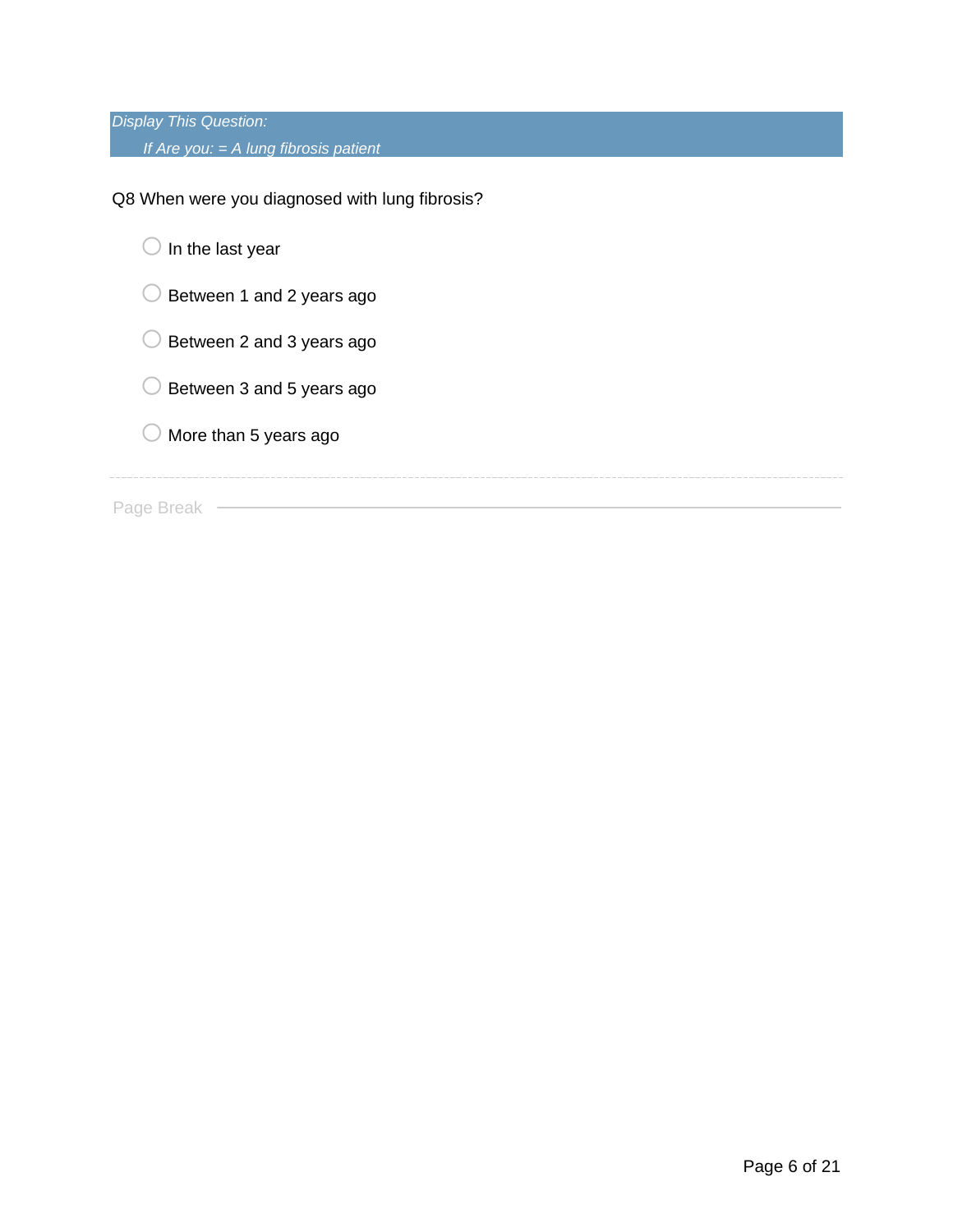*Display This Question:*

*If Are you: = A lung fibrosis patient*

Q8 When were you diagnosed with lung fibrosis?

- ○ In the last year
- ○ Between 1 and 2 years ago
- ○ Between 2 and 3 years ago
- ○ Between 3 and 5 years ago
- ○ More than 5 years ago

---

Page Break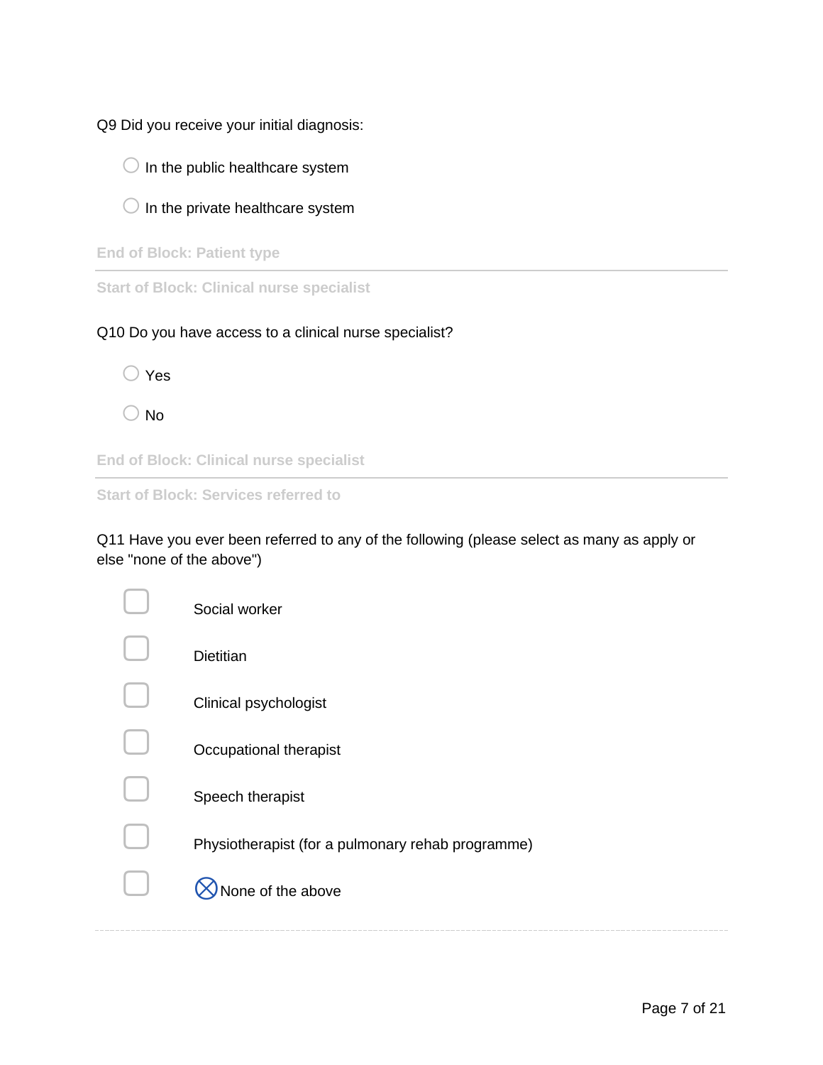Q9 Did you receive your initial diagnosis:

- ○ In the public healthcare system
- ○ In the private healthcare system

End of Block: Patient type

---

Start of Block: Clinical nurse specialist

Q10 Do you have access to a clinical nurse specialist?

- ○ Yes
- ○ No

End of Block: Clinical nurse specialist

---

Start of Block: Services referred to

Q11 Have you ever been referred to any of the following (please select as many as apply or else "none of the above")

- ☐ Social worker
- ☐ Dietitian
- ☐ Clinical psychologist
- ☐ Occupational therapist
- ☐ Speech therapist
- ☐ Physiotherapist (for a pulmonary rehab programme)
- ☐ ⊗None of the above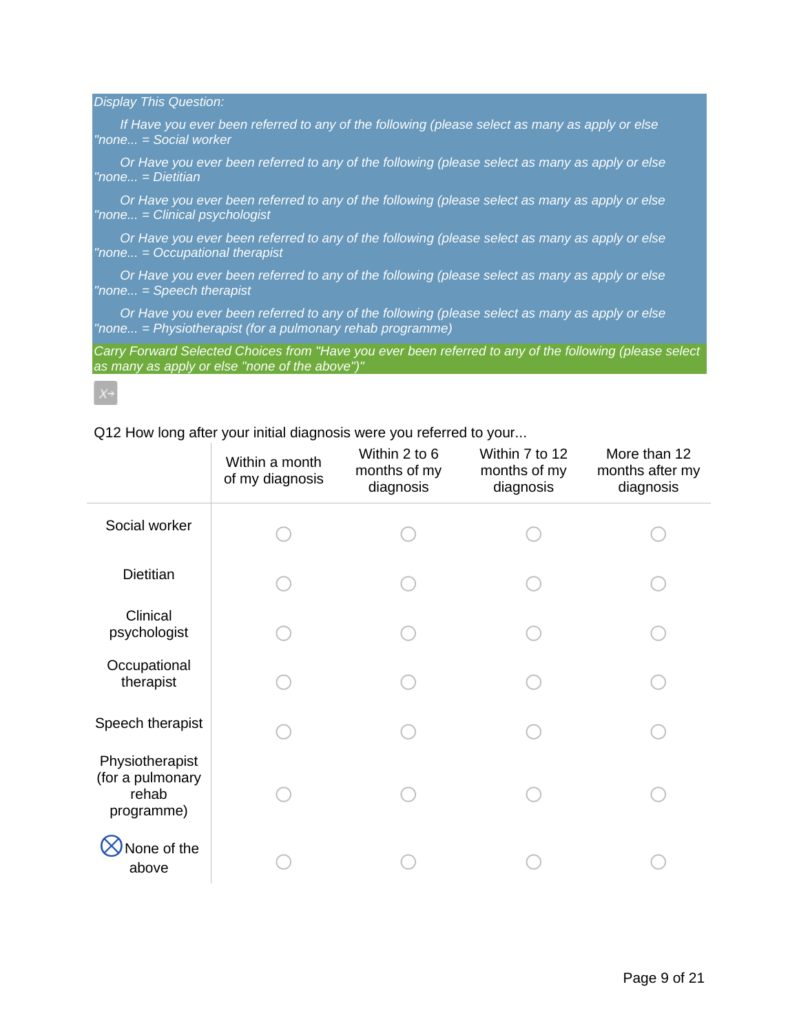*Display This Question:*

*If Have you ever been referred to any of the following (please select as many as apply or else "none... = Social worker*

*Or Have you ever been referred to any of the following (please select as many as apply or else "none... = Dietitian*

*Or Have you ever been referred to any of the following (please select as many as apply or else "none... = Clinical psychologist*

*Or Have you ever been referred to any of the following (please select as many as apply or else "none... = Occupational therapist*

*Or Have you ever been referred to any of the following (please select as many as apply or else "none... = Speech therapist*

*Or Have you ever been referred to any of the following (please select as many as apply or else "none... = Physiotherapist (for a pulmonary rehab programme)*

*Carry Forward Selected Choices from "Have you ever been referred to any of the following (please select as many as apply or else "none of the above")"*

Q12 How long after your initial diagnosis were you referred to your...

| | Within a month of my diagnosis | Within 2 to 6 months of my diagnosis | Within 7 to 12 months of my diagnosis | More than 12 months after my diagnosis |
|---|---|---|---|---|
| Social worker | ○ | ○ | ○ | ○ |
| Dietitian | ○ | ○ | ○ | ○ |
| Clinical psychologist | ○ | ○ | ○ | ○ |
| Occupational therapist | ○ | ○ | ○ | ○ |
| Speech therapist | ○ | ○ | ○ | ○ |
| Physiotherapist (for a pulmonary rehab programme) | ○ | ○ | ○ | ○ |
| ⊗ None of the above | ○ | ○ | ○ | ○ |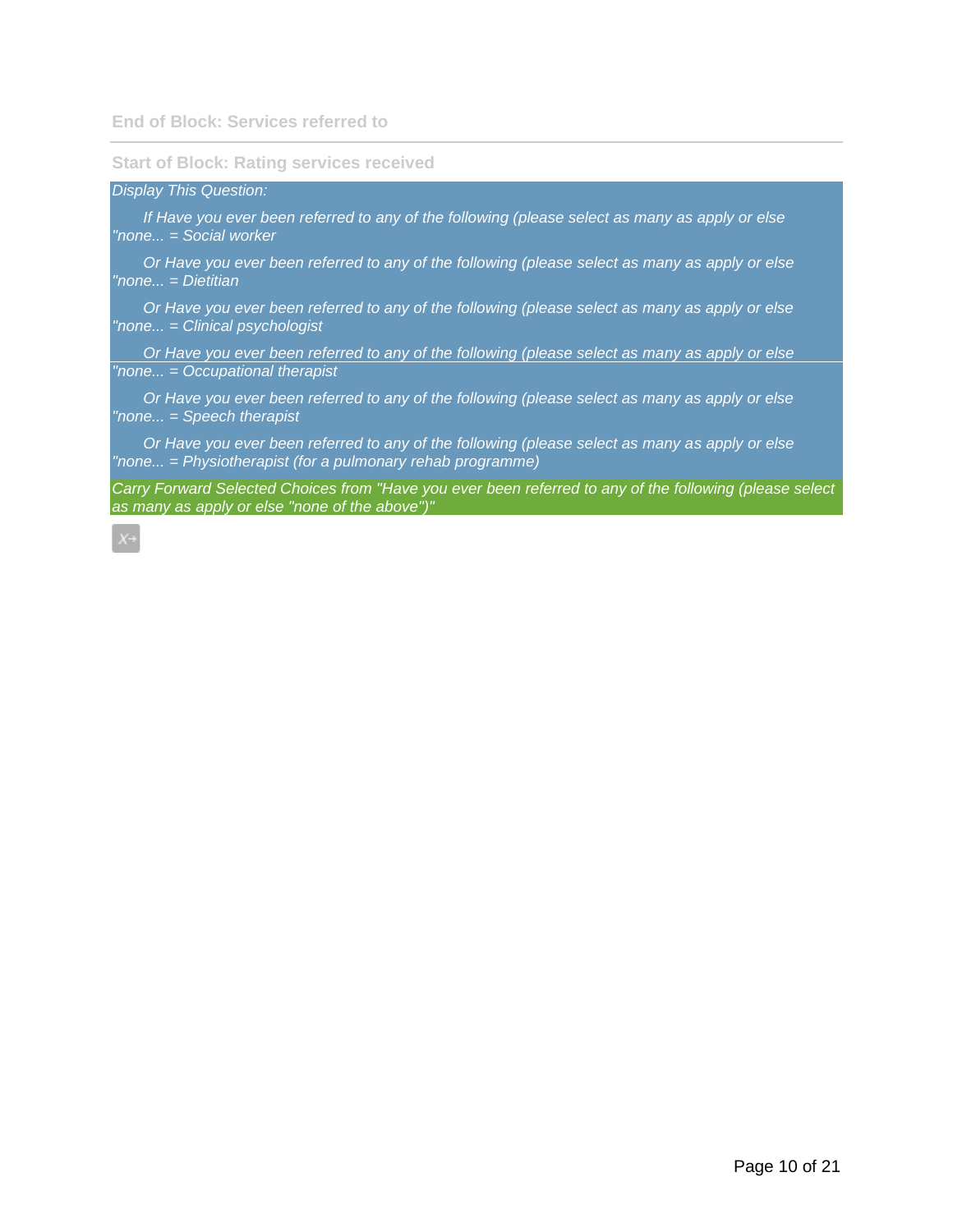**End of Block: Services referred to**

---

**Start of Block: Rating services received**

*Display This Question:*

*If Have you ever been referred to any of the following (please select as many as apply or else "none... = Social worker*

*Or Have you ever been referred to any of the following (please select as many as apply or else "none... = Dietitian*

*Or Have you ever been referred to any of the following (please select as many as apply or else "none... = Clinical psychologist*

*Or Have you ever been referred to any of the following (please select as many as apply or else "none... = Occupational therapist*

*Or Have you ever been referred to any of the following (please select as many as apply or else "none... = Speech therapist*

*Or Have you ever been referred to any of the following (please select as many as apply or else "none... = Physiotherapist (for a pulmonary rehab programme)*

*Carry Forward Selected Choices from "Have you ever been referred to any of the following (please select as many as apply or else "none of the above")"*

X→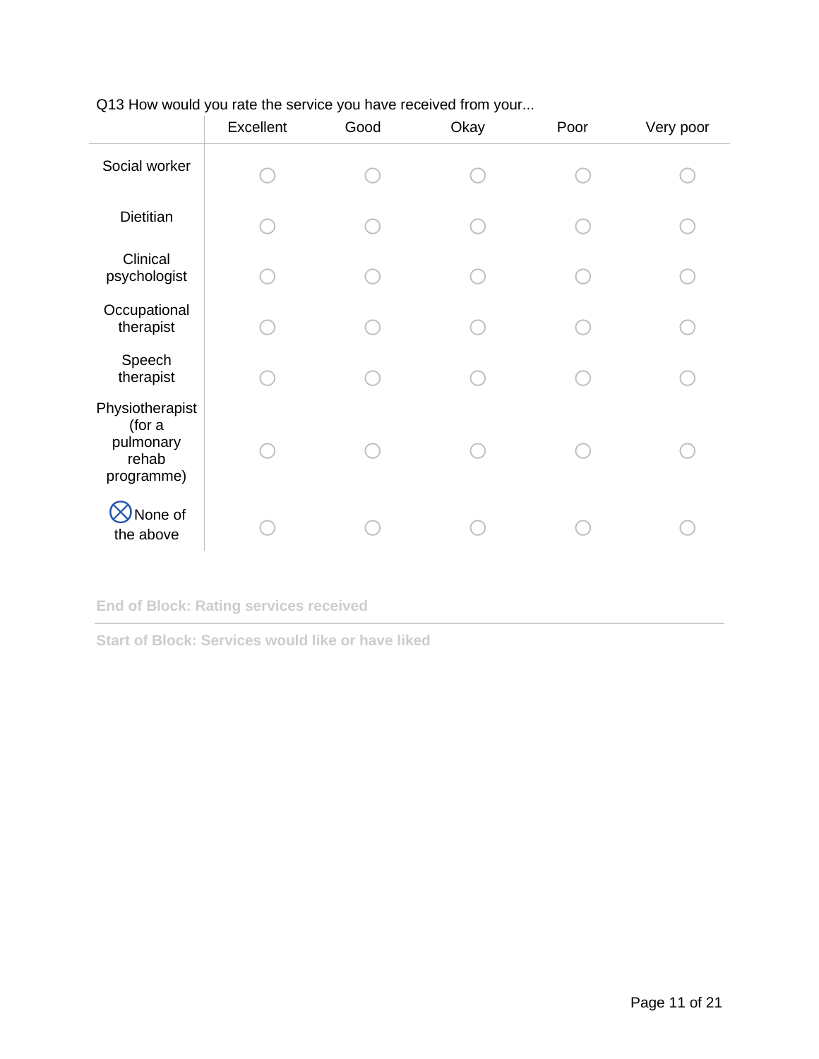Q13 How would you rate the service you have received from your...

| | Excellent | Good | Okay | Poor | Very poor |
|---|---|---|---|---|---|
| Social worker | ○ | ○ | ○ | ○ | ○ |
| Dietitian | ○ | ○ | ○ | ○ | ○ |
| Clinical psychologist | ○ | ○ | ○ | ○ | ○ |
| Occupational therapist | ○ | ○ | ○ | ○ | ○ |
| Speech therapist | ○ | ○ | ○ | ○ | ○ |
| Physiotherapist (for a pulmonary rehab programme) | ○ | ○ | ○ | ○ | ○ |
| ⊗None of the above | ○ | ○ | ○ | ○ | ○ |

**End of Block: Rating services received**

---

**Start of Block: Services would like or have liked**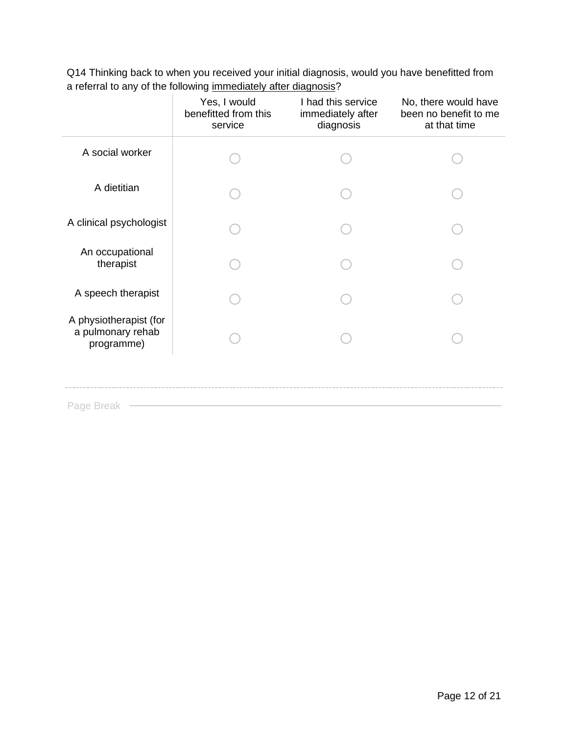Q14 Thinking back to when you received your initial diagnosis, would you have benefitted from a referral to any of the following <u>immediately after diagnosis</u>?

| | Yes, I would benefitted from this service | I had this service immediately after diagnosis | No, there would have been no benefit to me at that time |
|---|---|---|---|
| A social worker | ○ | ○ | ○ |
| A dietitian | ○ | ○ | ○ |
| A clinical psychologist | ○ | ○ | ○ |
| An occupational therapist | ○ | ○ | ○ |
| A speech therapist | ○ | ○ | ○ |
| A physiotherapist (for a pulmonary rehab programme) | ○ | ○ | ○ |

Page Break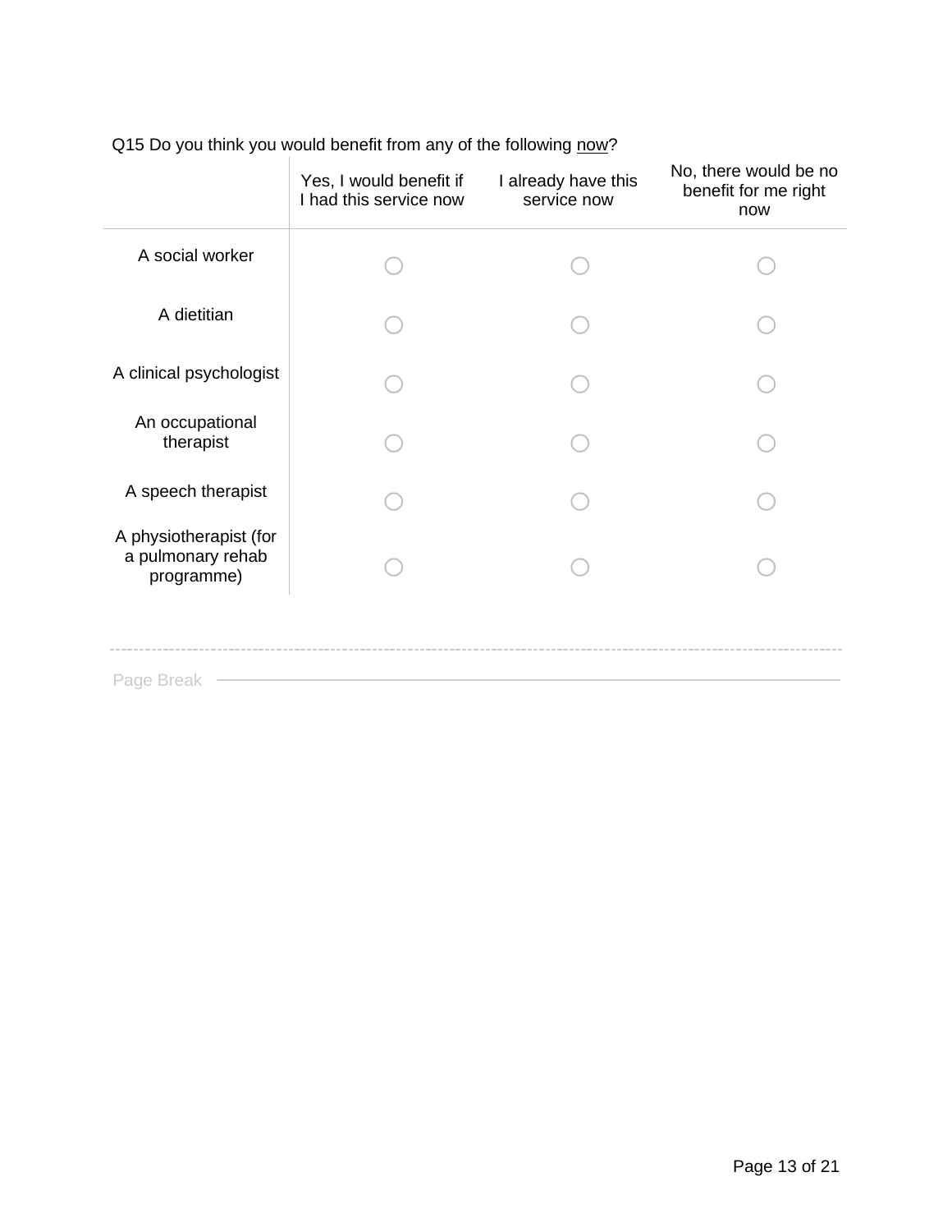Q15 Do you think you would benefit from any of the following <u>now</u>?

| | Yes, I would benefit if I had this service now | I already have this service now | No, there would be no benefit for me right now |
|---|---|---|---|
| A social worker | ○ | ○ | ○ |
| A dietitian | ○ | ○ | ○ |
| A clinical psychologist | ○ | ○ | ○ |
| An occupational therapist | ○ | ○ | ○ |
| A speech therapist | ○ | ○ | ○ |
| A physiotherapist (for a pulmonary rehab programme) | ○ | ○ | ○ |

Page Break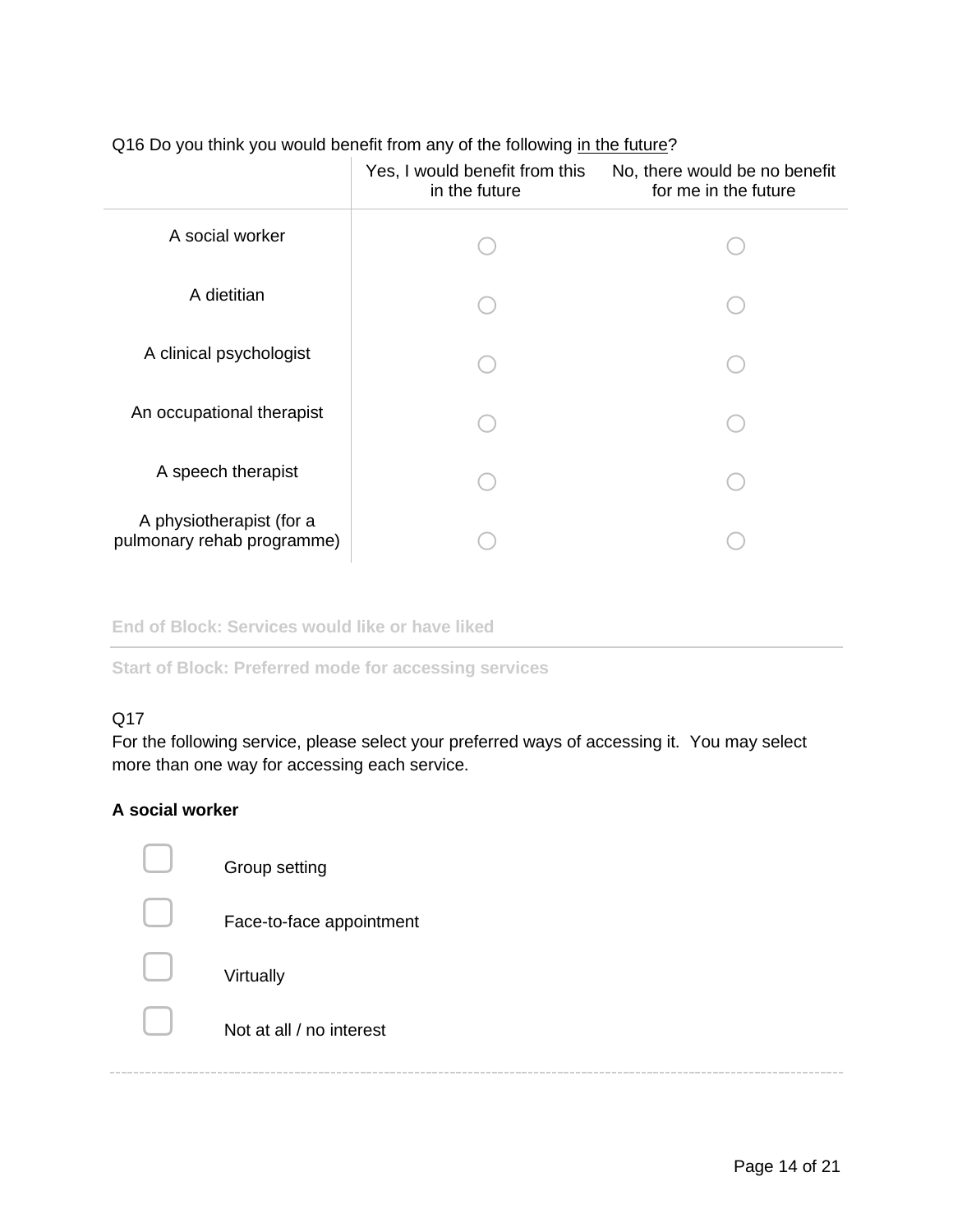Q16 Do you think you would benefit from any of the following in the future?

| | Yes, I would benefit from this in the future | No, there would be no benefit for me in the future |
|---|---|---|
| A social worker | ○ | ○ |
| A dietitian | ○ | ○ |
| A clinical psychologist | ○ | ○ |
| An occupational therapist | ○ | ○ |
| A speech therapist | ○ | ○ |
| A physiotherapist (for a pulmonary rehab programme) | ○ | ○ |

**End of Block: Services would like or have liked**

---

**Start of Block: Preferred mode for accessing services**

Q17
For the following service, please select your preferred ways of accessing it. You may select more than one way for accessing each service.

**A social worker**

- ☐ Group setting
- ☐ Face-to-face appointment
- ☐ Virtually
- ☐ Not at all / no interest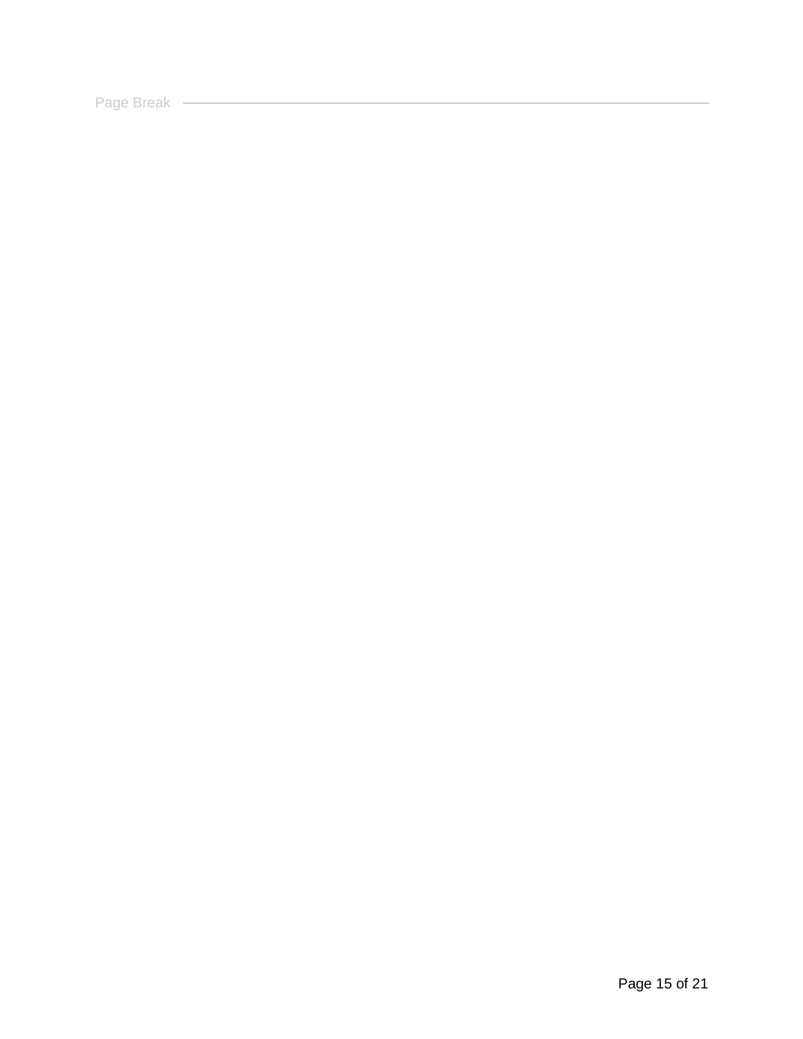Page Break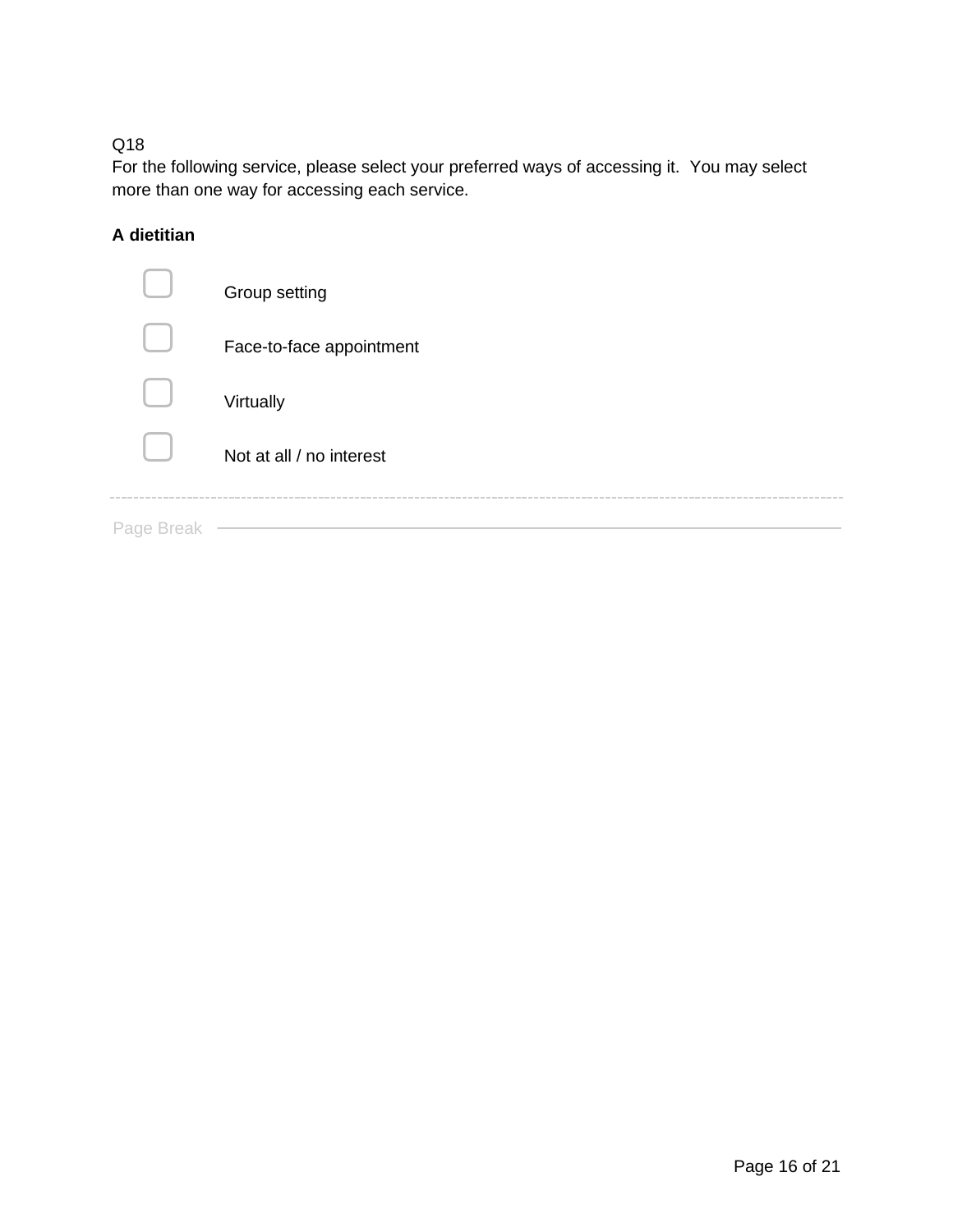Q18

For the following service, please select your preferred ways of accessing it. You may select more than one way for accessing each service.

**A dietitian**

- ☐ Group setting
- ☐ Face-to-face appointment
- ☐ Virtually
- ☐ Not at all / no interest

---

Page Break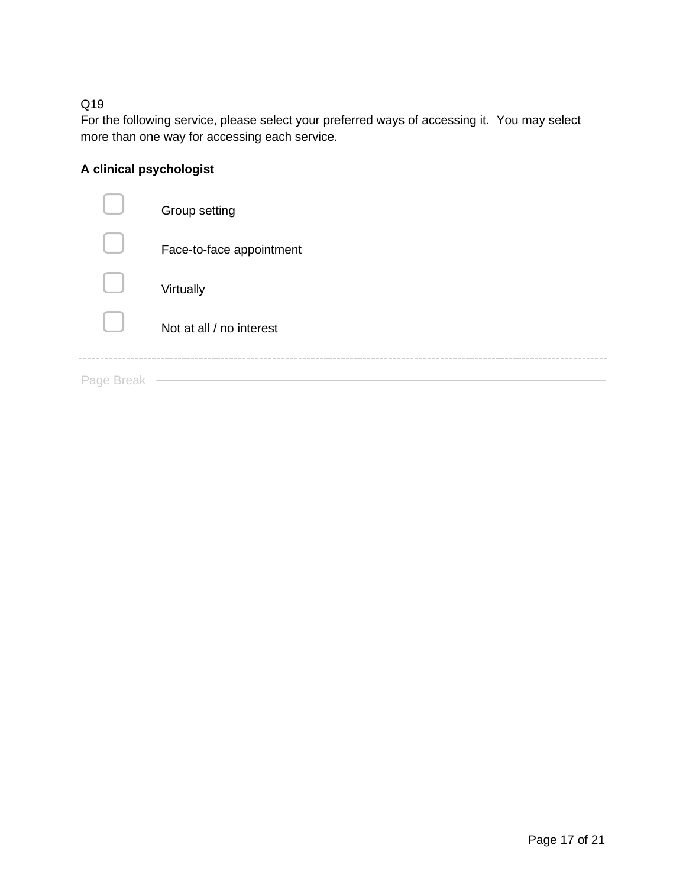Q19
For the following service, please select your preferred ways of accessing it.  You may select more than one way for accessing each service.

**A clinical psychologist**

- ☐ Group setting
- ☐ Face-to-face appointment
- ☐ Virtually
- ☐ Not at all / no interest

---

Page Break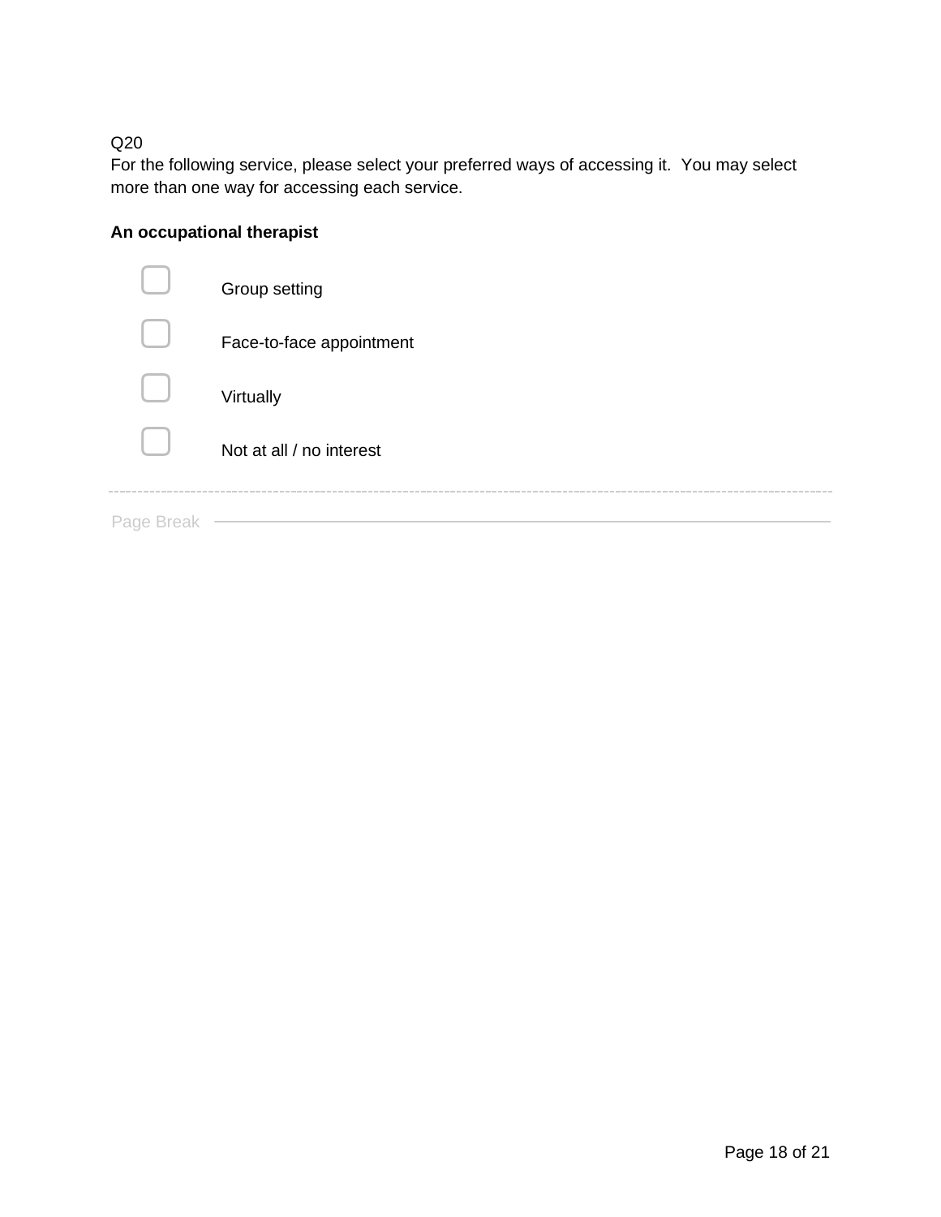Q20

For the following service, please select your preferred ways of accessing it. You may select more than one way for accessing each service.

**An occupational therapist**

- ☐ Group setting
- ☐ Face-to-face appointment
- ☐ Virtually
- ☐ Not at all / no interest

Page Break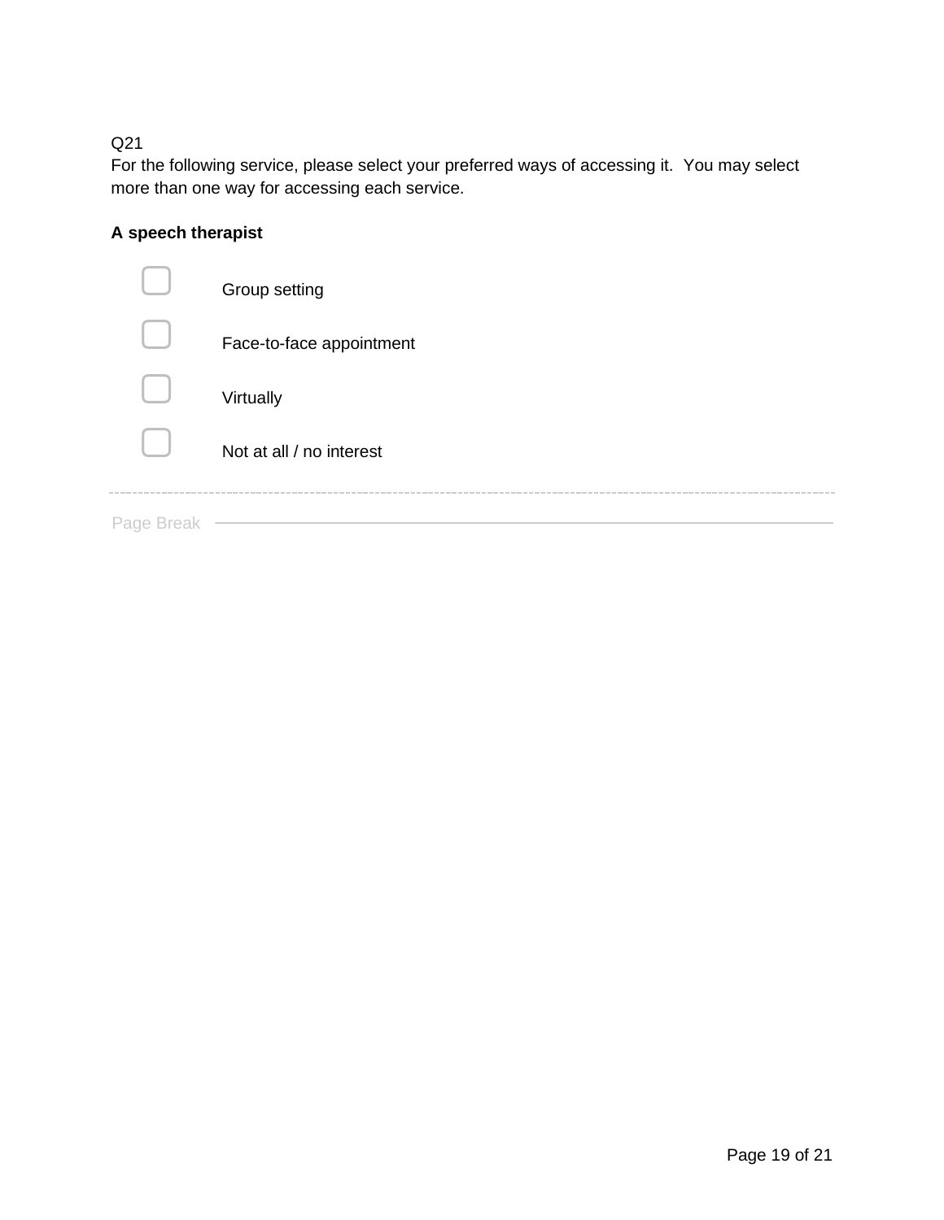Q21

For the following service, please select your preferred ways of accessing it.  You may select more than one way for accessing each service.

**A speech therapist**

- ☐ Group setting
- ☐ Face-to-face appointment
- ☐ Virtually
- ☐ Not at all / no interest

---

Page Break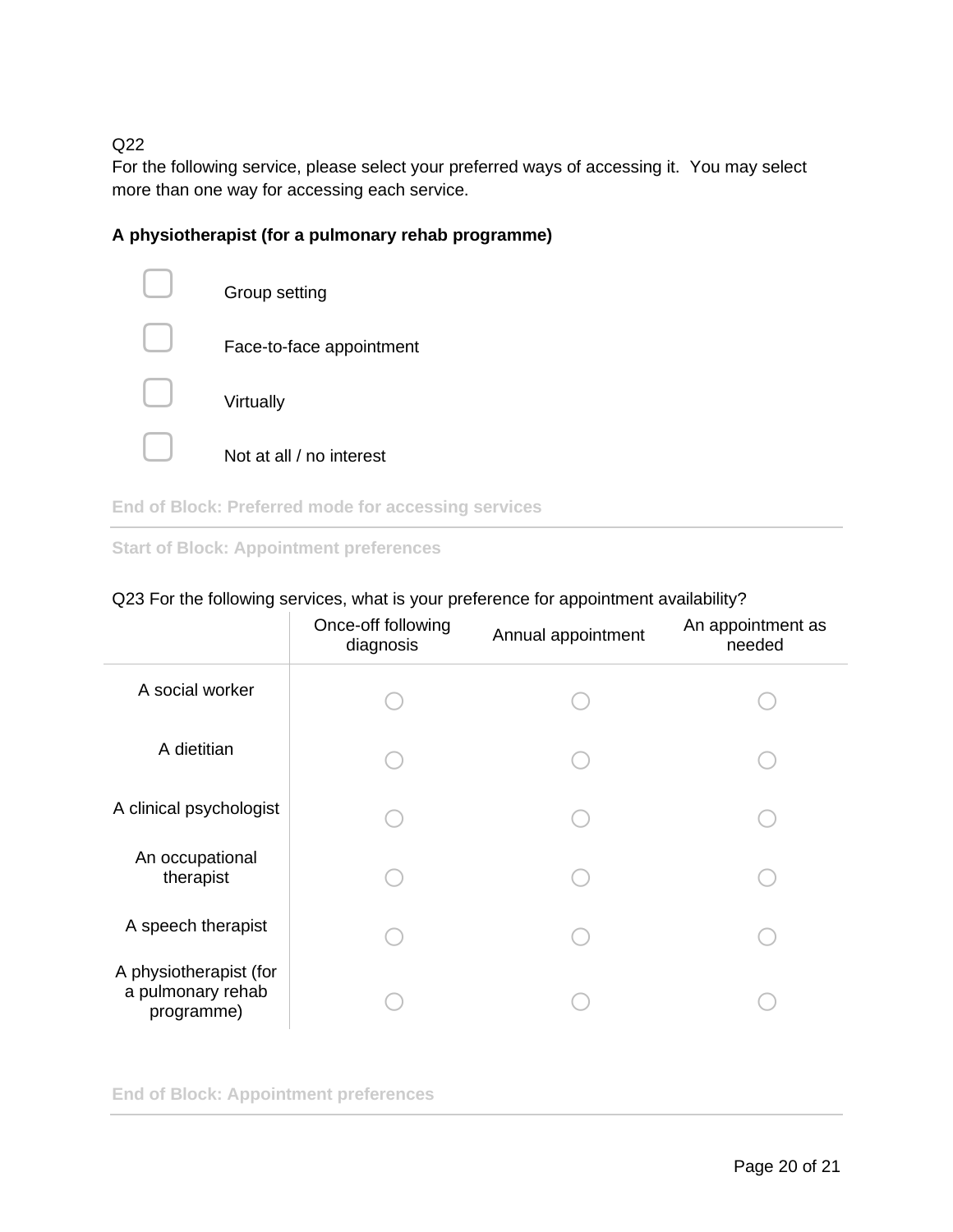Q22
For the following service, please select your preferred ways of accessing it.  You may select more than one way for accessing each service.

**A physiotherapist (for a pulmonary rehab programme)**

- ☐ Group setting
- ☐ Face-to-face appointment
- ☐ Virtually
- ☐ Not at all / no interest

**End of Block: Preferred mode for accessing services**

---

**Start of Block: Appointment preferences**

Q23 For the following services, what is your preference for appointment availability?

| | Once-off following diagnosis | Annual appointment | An appointment as needed |
|---|---|---|---|
| A social worker | ○ | ○ | ○ |
| A dietitian | ○ | ○ | ○ |
| A clinical psychologist | ○ | ○ | ○ |
| An occupational therapist | ○ | ○ | ○ |
| A speech therapist | ○ | ○ | ○ |
| A physiotherapist (for a pulmonary rehab programme) | ○ | ○ | ○ |

**End of Block: Appointment preferences**

---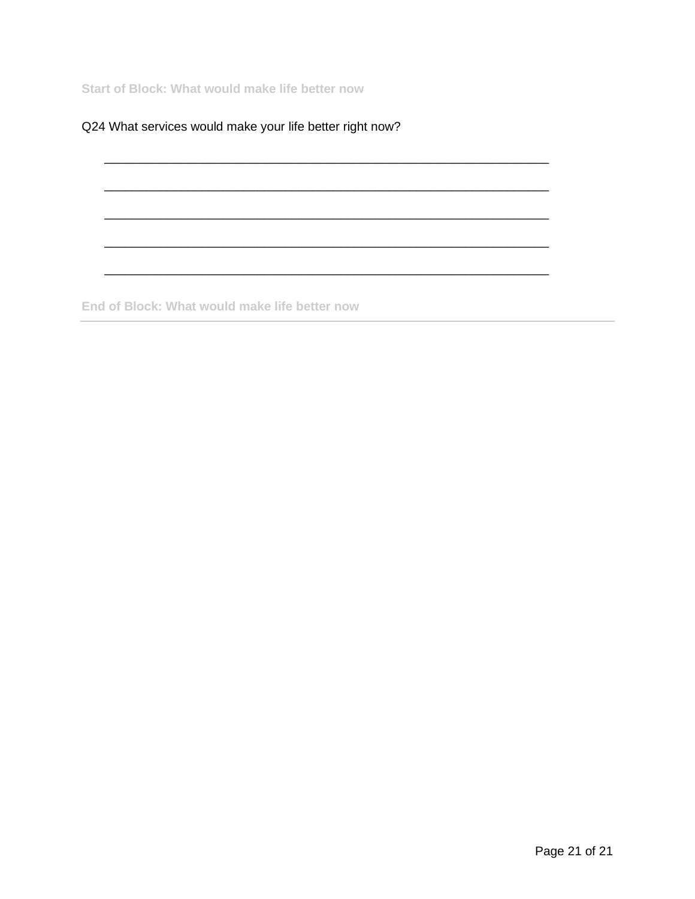Start of Block: What would make life better now

Q24 What services would make your life better right now?

________________________________________________________________

________________________________________________________________

________________________________________________________________

________________________________________________________________

________________________________________________________________

End of Block: What would make life better now